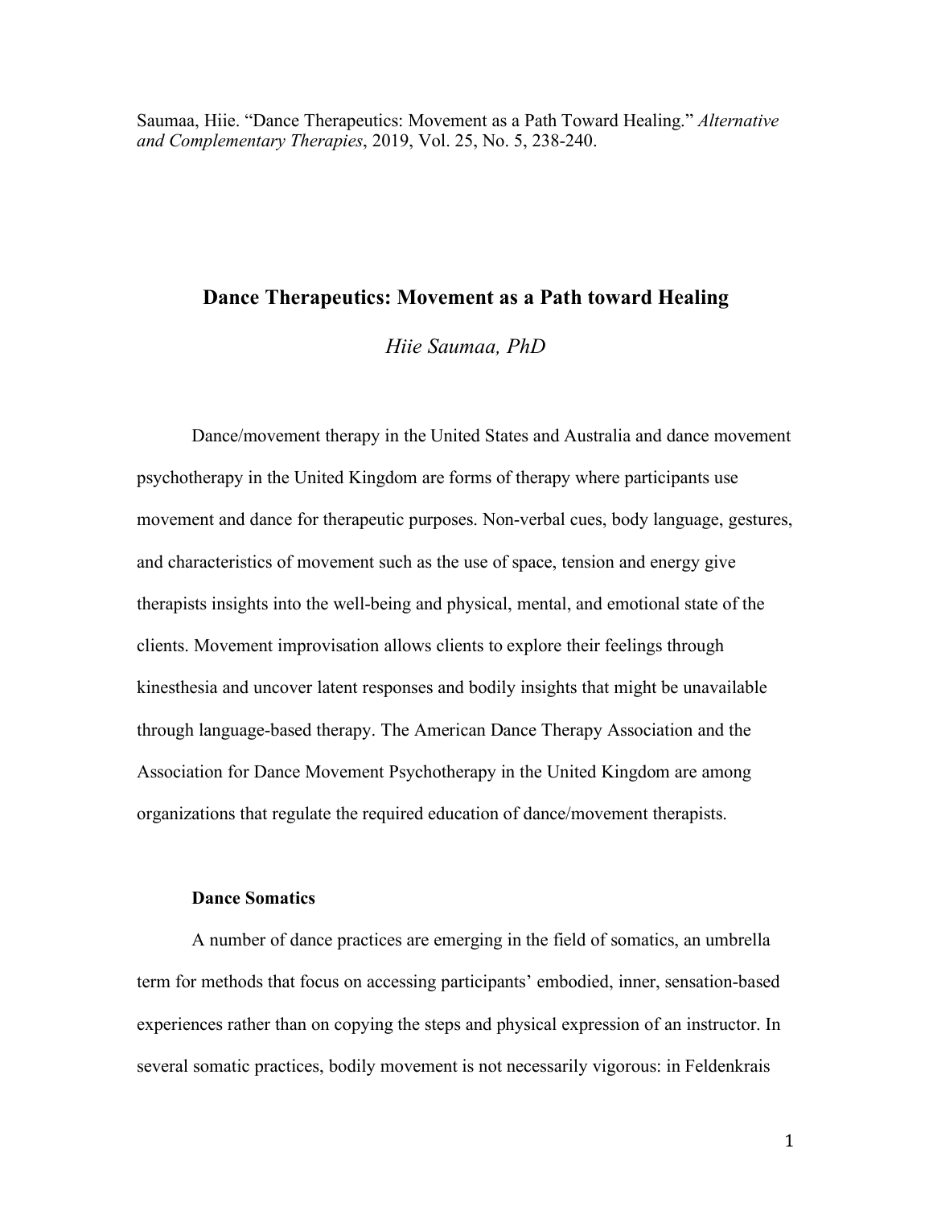Saumaa, Hiie. "Dance Therapeutics: Movement as a Path Toward Healing." *Alternative and Complementary Therapies*, 2019, Vol. 25, No. 5, 238-240.

# Dance Therapeutics: Movement as a Path toward Healing

*Hiie Saumaa, PhD*

Dance/movement therapy in the United States and Australia and dance movement psychotherapy in the United Kingdom are forms of therapy where participants use movement and dance for therapeutic purposes. Non-verbal cues, body language, gestures, and characteristics of movement such as the use of space, tension and energy give therapists insights into the well-being and physical, mental, and emotional state of the clients. Movement improvisation allows clients to explore their feelings through kinesthesia and uncover latent responses and bodily insights that might be unavailable through language-based therapy. The American Dance Therapy Association and the Association for Dance Movement Psychotherapy in the United Kingdom are among organizations that regulate the required education of dance/movement therapists.

## Dance Somatics

A number of dance practices are emerging in the field of somatics, an umbrella term for methods that focus on accessing participants' embodied, inner, sensation-based experiences rather than on copying the steps and physical expression of an instructor. In several somatic practices, bodily movement is not necessarily vigorous: in Feldenkrais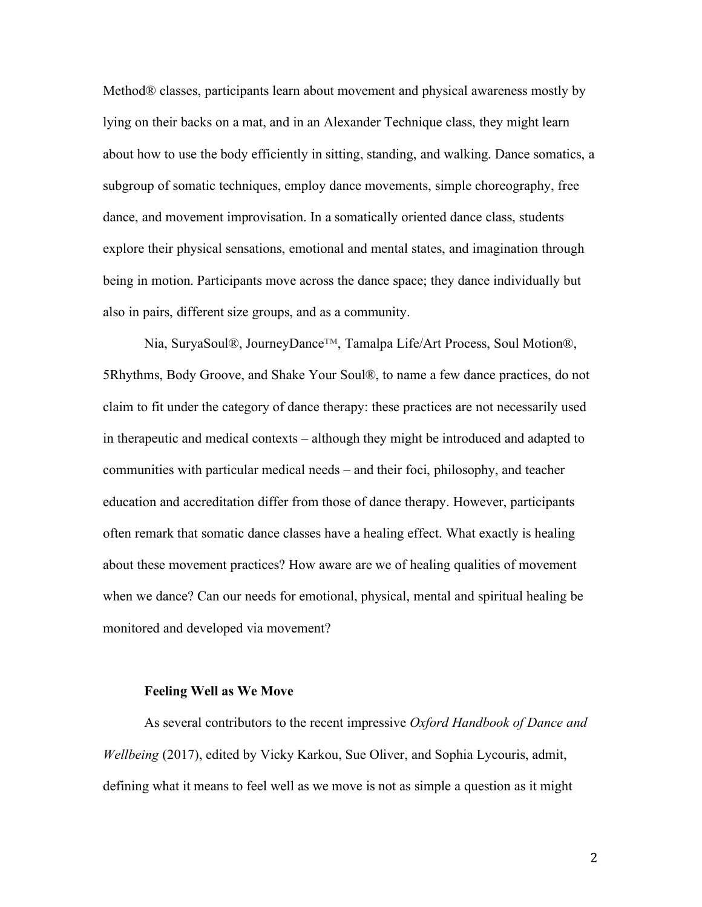Method® classes, participants learn about movement and physical awareness mostly by lying on their backs on a mat, and in an Alexander Technique class, they might learn about how to use the body efficiently in sitting, standing, and walking. Dance somatics, a subgroup of somatic techniques, employ dance movements, simple choreography, free dance, and movement improvisation. In a somatically oriented dance class, students explore their physical sensations, emotional and mental states, and imagination through being in motion. Participants move across the dance space; they dance individually but also in pairs, different size groups, and as a community.

Nia, SuryaSoul®, JourneyDance™, Tamalpa Life/Art Process, Soul Motion®, 5Rhythms, Body Groove, and Shake Your Soul®, to name a few dance practices, do not claim to fit under the category of dance therapy: these practices are not necessarily used in therapeutic and medical contexts – although they might be introduced and adapted to communities with particular medical needs – and their foci, philosophy, and teacher education and accreditation differ from those of dance therapy. However, participants often remark that somatic dance classes have a healing effect. What exactly is healing about these movement practices? How aware are we of healing qualities of movement when we dance? Can our needs for emotional, physical, mental and spiritual healing be monitored and developed via movement?

**Feeling Well as We Move**

As several contributors to the recent impressive *Oxford Handbook of Dance and Wellbeing* (2017), edited by Vicky Karkou, Sue Oliver, and Sophia Lycouris, admit, defining what it means to feel well as we move is not as simple a question as it might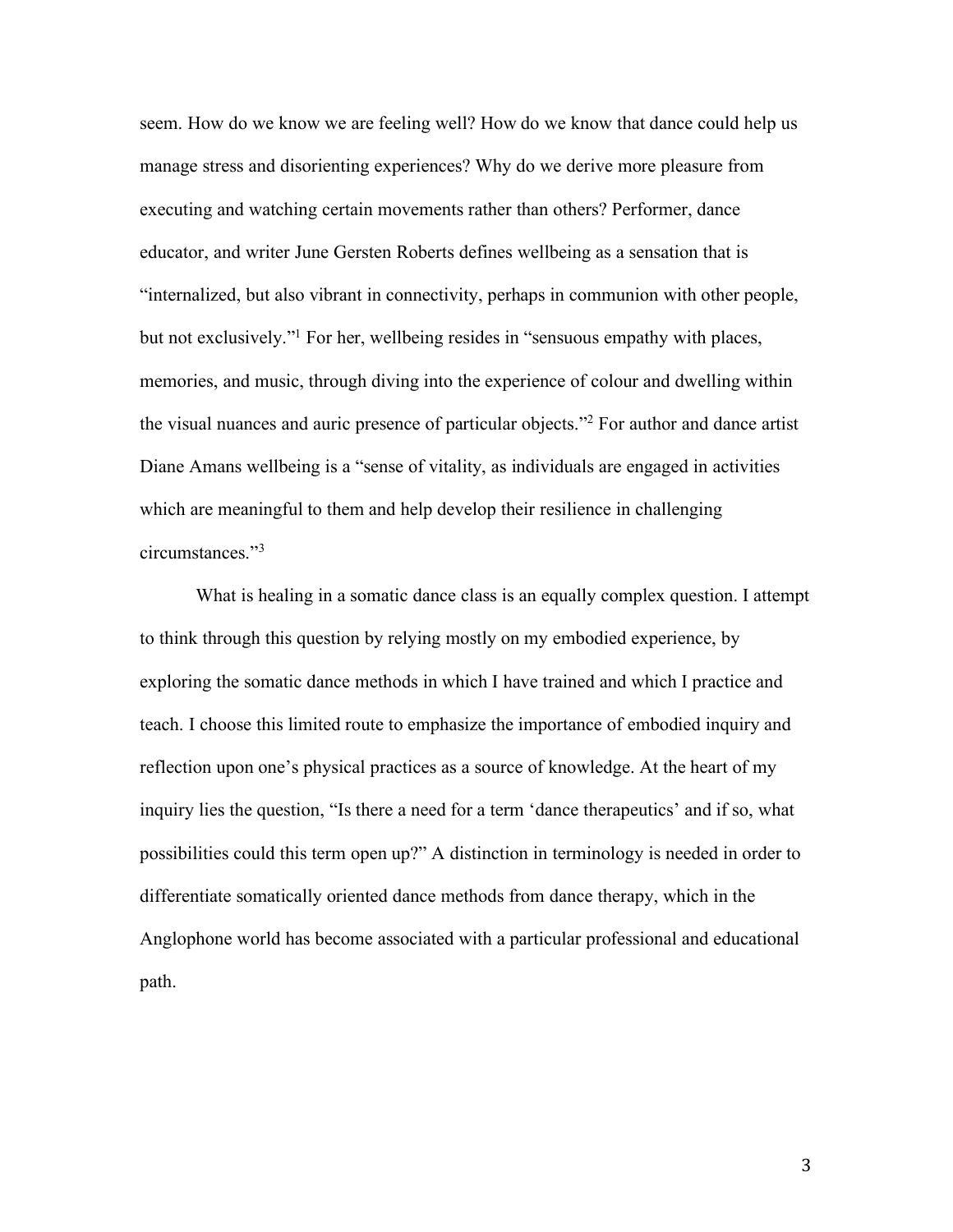seem. How do we know we are feeling well? How do we know that dance could help us manage stress and disorienting experiences? Why do we derive more pleasure from executing and watching certain movements rather than others? Performer, dance educator, and writer June Gersten Roberts defines wellbeing as a sensation that is "internalized, but also vibrant in connectivity, perhaps in communion with other people, but not exclusively."[1] For her, wellbeing resides in "sensuous empathy with places, memories, and music, through diving into the experience of colour and dwelling within the visual nuances and auric presence of particular objects."[2] For author and dance artist Diane Amans wellbeing is a "sense of vitality, as individuals are engaged in activities which are meaningful to them and help develop their resilience in challenging circumstances."[3]

What is healing in a somatic dance class is an equally complex question. I attempt to think through this question by relying mostly on my embodied experience, by exploring the somatic dance methods in which I have trained and which I practice and teach. I choose this limited route to emphasize the importance of embodied inquiry and reflection upon one's physical practices as a source of knowledge. At the heart of my inquiry lies the question, "Is there a need for a term 'dance therapeutics' and if so, what possibilities could this term open up?" A distinction in terminology is needed in order to differentiate somatically oriented dance methods from dance therapy, which in the Anglophone world has become associated with a particular professional and educational path.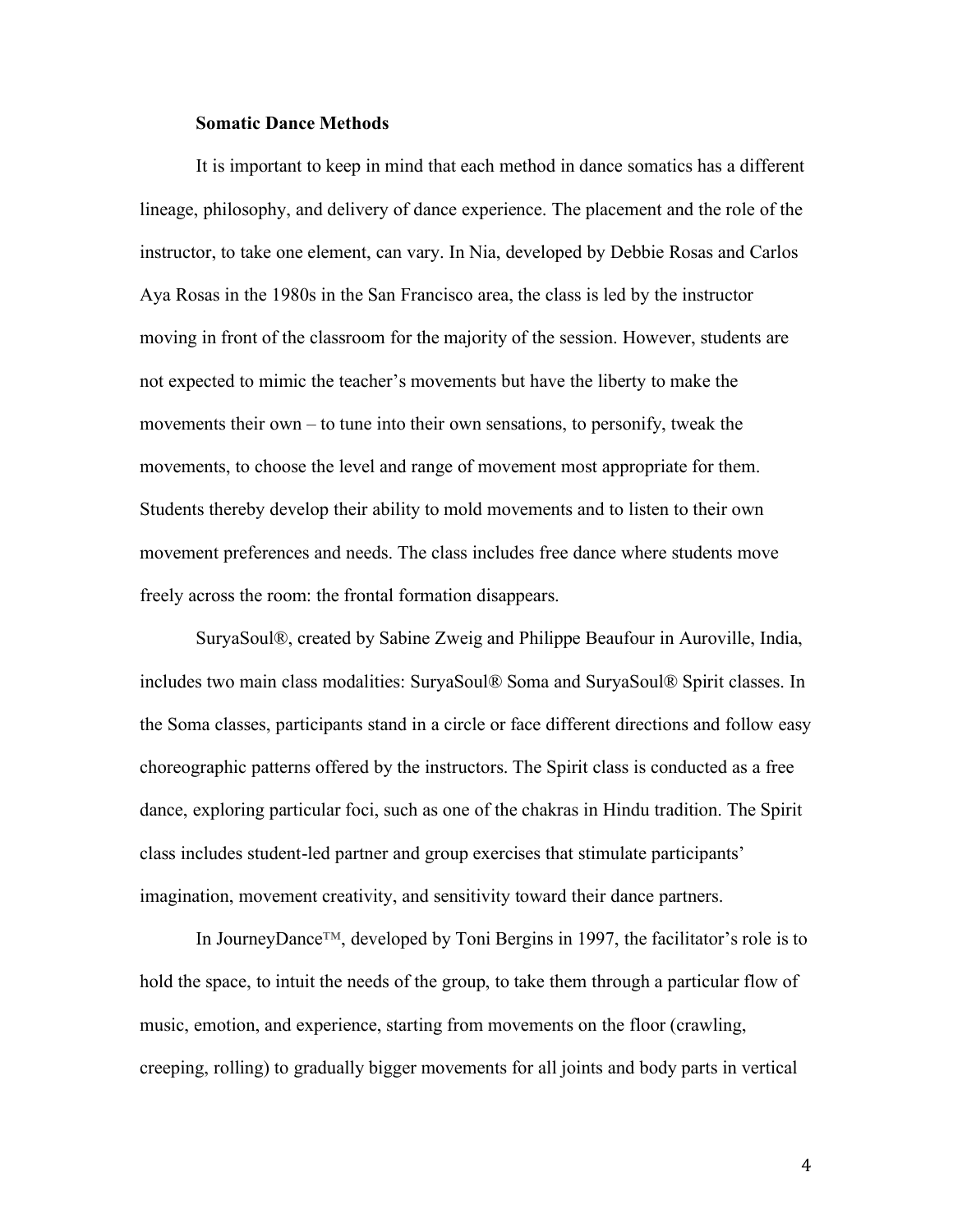**Somatic Dance Methods**

It is important to keep in mind that each method in dance somatics has a different lineage, philosophy, and delivery of dance experience. The placement and the role of the instructor, to take one element, can vary. In Nia, developed by Debbie Rosas and Carlos Aya Rosas in the 1980s in the San Francisco area, the class is led by the instructor moving in front of the classroom for the majority of the session. However, students are not expected to mimic the teacher's movements but have the liberty to make the movements their own – to tune into their own sensations, to personify, tweak the movements, to choose the level and range of movement most appropriate for them. Students thereby develop their ability to mold movements and to listen to their own movement preferences and needs. The class includes free dance where students move freely across the room: the frontal formation disappears.

SuryaSoul®, created by Sabine Zweig and Philippe Beaufour in Auroville, India, includes two main class modalities: SuryaSoul® Soma and SuryaSoul® Spirit classes. In the Soma classes, participants stand in a circle or face different directions and follow easy choreographic patterns offered by the instructors. The Spirit class is conducted as a free dance, exploring particular foci, such as one of the chakras in Hindu tradition. The Spirit class includes student-led partner and group exercises that stimulate participants' imagination, movement creativity, and sensitivity toward their dance partners.

In JourneyDance™, developed by Toni Bergins in 1997, the facilitator's role is to hold the space, to intuit the needs of the group, to take them through a particular flow of music, emotion, and experience, starting from movements on the floor (crawling, creeping, rolling) to gradually bigger movements for all joints and body parts in vertical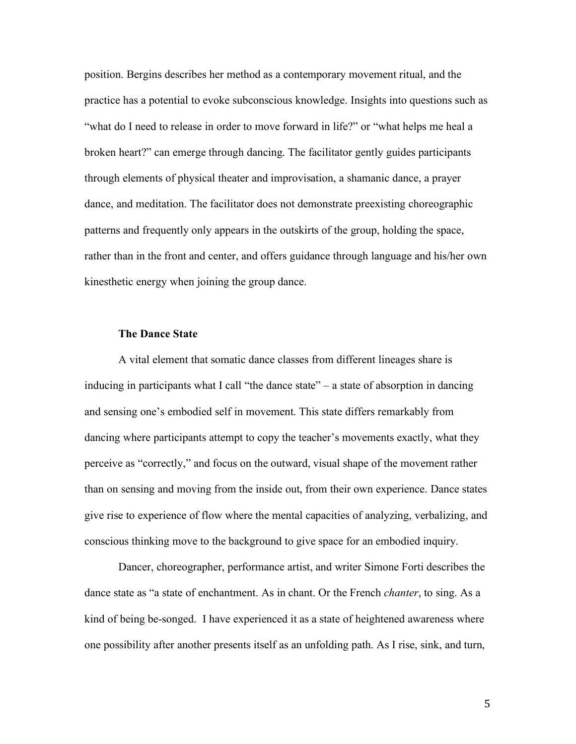position. Bergins describes her method as a contemporary movement ritual, and the practice has a potential to evoke subconscious knowledge. Insights into questions such as "what do I need to release in order to move forward in life?" or "what helps me heal a broken heart?" can emerge through dancing. The facilitator gently guides participants through elements of physical theater and improvisation, a shamanic dance, a prayer dance, and meditation. The facilitator does not demonstrate preexisting choreographic patterns and frequently only appears in the outskirts of the group, holding the space, rather than in the front and center, and offers guidance through language and his/her own kinesthetic energy when joining the group dance.

### The Dance State

A vital element that somatic dance classes from different lineages share is inducing in participants what I call "the dance state" – a state of absorption in dancing and sensing one's embodied self in movement. This state differs remarkably from dancing where participants attempt to copy the teacher's movements exactly, what they perceive as "correctly," and focus on the outward, visual shape of the movement rather than on sensing and moving from the inside out, from their own experience. Dance states give rise to experience of flow where the mental capacities of analyzing, verbalizing, and conscious thinking move to the background to give space for an embodied inquiry.

Dancer, choreographer, performance artist, and writer Simone Forti describes the dance state as "a state of enchantment. As in chant. Or the French *chanter*, to sing. As a kind of being be-songed. I have experienced it as a state of heightened awareness where one possibility after another presents itself as an unfolding path. As I rise, sink, and turn,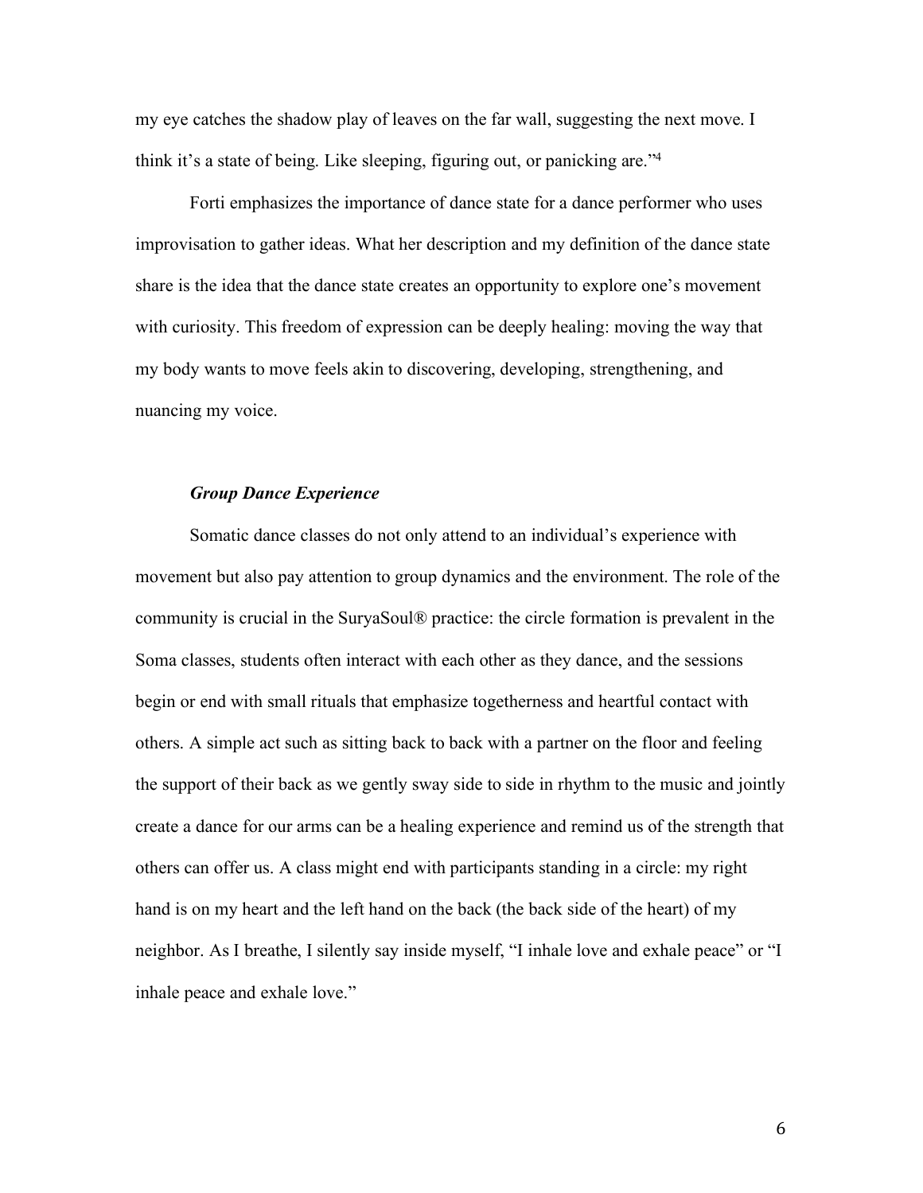my eye catches the shadow play of leaves on the far wall, suggesting the next move. I think it's a state of being. Like sleeping, figuring out, or panicking are."[4]

Forti emphasizes the importance of dance state for a dance performer who uses improvisation to gather ideas. What her description and my definition of the dance state share is the idea that the dance state creates an opportunity to explore one's movement with curiosity. This freedom of expression can be deeply healing: moving the way that my body wants to move feels akin to discovering, developing, strengthening, and nuancing my voice.

### *Group Dance Experience*

Somatic dance classes do not only attend to an individual's experience with movement but also pay attention to group dynamics and the environment. The role of the community is crucial in the SuryaSoul® practice: the circle formation is prevalent in the Soma classes, students often interact with each other as they dance, and the sessions begin or end with small rituals that emphasize togetherness and heartful contact with others. A simple act such as sitting back to back with a partner on the floor and feeling the support of their back as we gently sway side to side in rhythm to the music and jointly create a dance for our arms can be a healing experience and remind us of the strength that others can offer us. A class might end with participants standing in a circle: my right hand is on my heart and the left hand on the back (the back side of the heart) of my neighbor. As I breathe, I silently say inside myself, "I inhale love and exhale peace" or "I inhale peace and exhale love."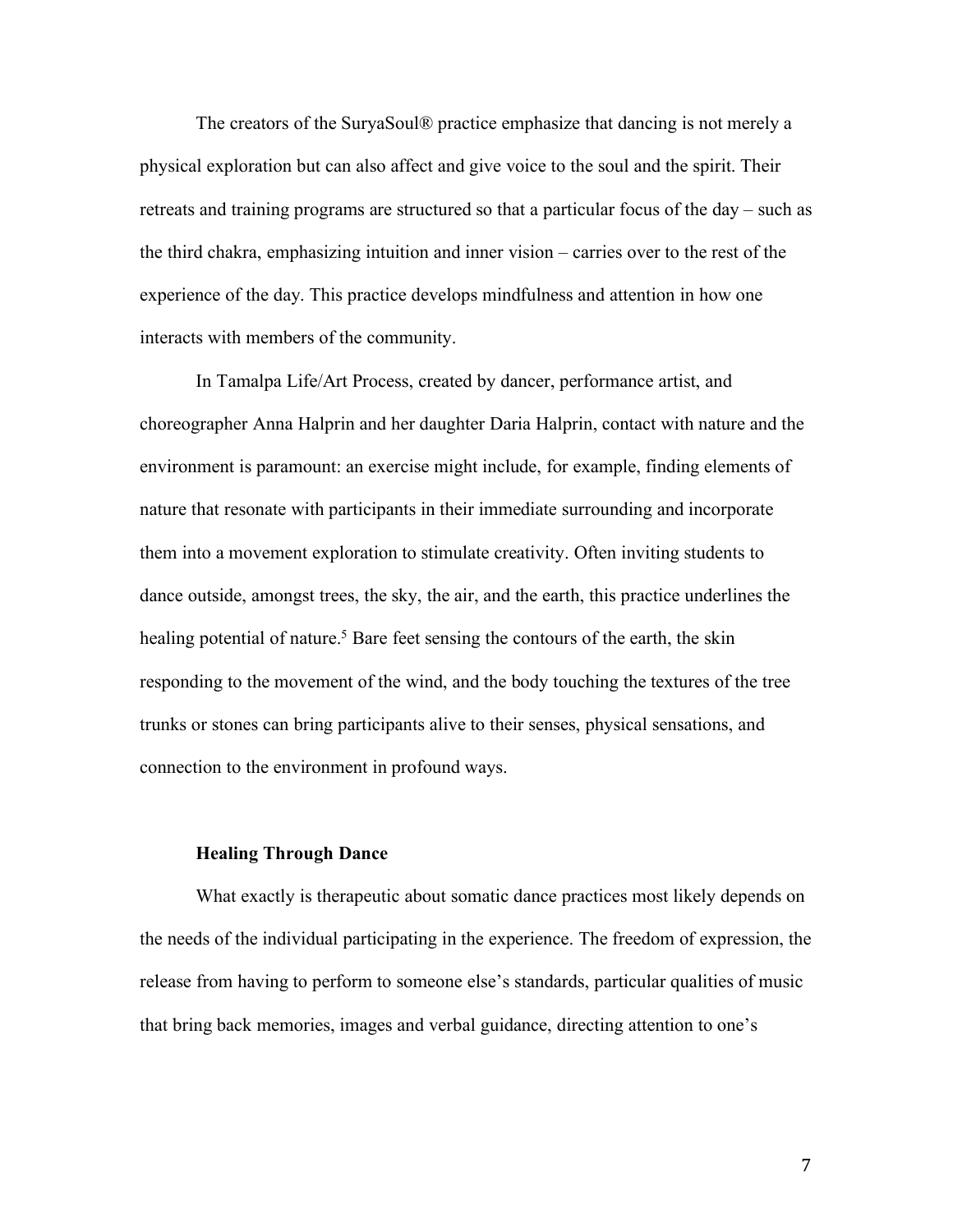The creators of the SuryaSoul® practice emphasize that dancing is not merely a physical exploration but can also affect and give voice to the soul and the spirit. Their retreats and training programs are structured so that a particular focus of the day – such as the third chakra, emphasizing intuition and inner vision – carries over to the rest of the experience of the day. This practice develops mindfulness and attention in how one interacts with members of the community.

In Tamalpa Life/Art Process, created by dancer, performance artist, and choreographer Anna Halprin and her daughter Daria Halprin, contact with nature and the environment is paramount: an exercise might include, for example, finding elements of nature that resonate with participants in their immediate surrounding and incorporate them into a movement exploration to stimulate creativity. Often inviting students to dance outside, amongst trees, the sky, the air, and the earth, this practice underlines the healing potential of nature.[5] Bare feet sensing the contours of the earth, the skin responding to the movement of the wind, and the body touching the textures of the tree trunks or stones can bring participants alive to their senses, physical sensations, and connection to the environment in profound ways.

**Healing Through Dance**

What exactly is therapeutic about somatic dance practices most likely depends on the needs of the individual participating in the experience. The freedom of expression, the release from having to perform to someone else's standards, particular qualities of music that bring back memories, images and verbal guidance, directing attention to one's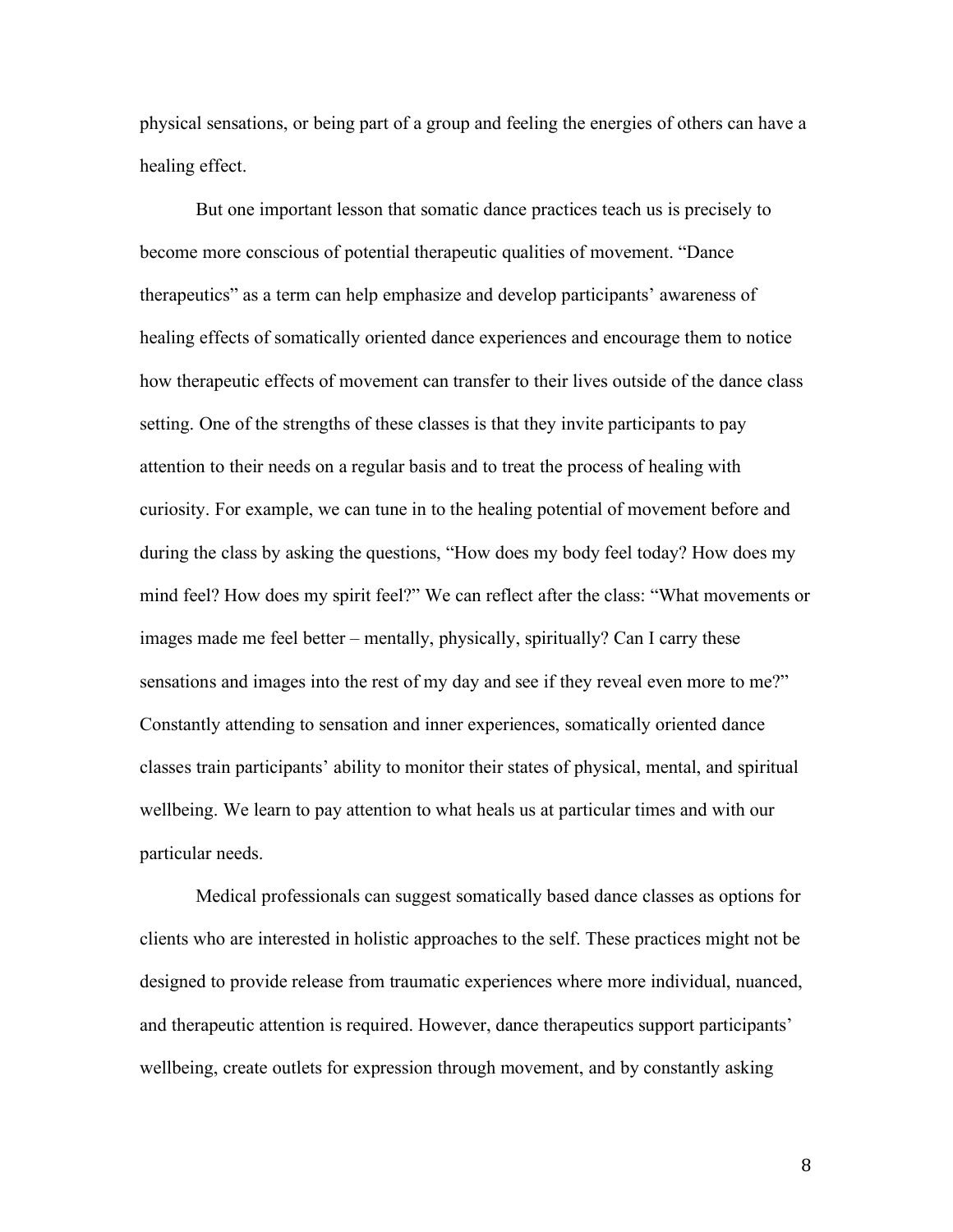physical sensations, or being part of a group and feeling the energies of others can have a healing effect.

But one important lesson that somatic dance practices teach us is precisely to become more conscious of potential therapeutic qualities of movement. "Dance therapeutics" as a term can help emphasize and develop participants' awareness of healing effects of somatically oriented dance experiences and encourage them to notice how therapeutic effects of movement can transfer to their lives outside of the dance class setting. One of the strengths of these classes is that they invite participants to pay attention to their needs on a regular basis and to treat the process of healing with curiosity. For example, we can tune in to the healing potential of movement before and during the class by asking the questions, "How does my body feel today? How does my mind feel? How does my spirit feel?" We can reflect after the class: "What movements or images made me feel better – mentally, physically, spiritually? Can I carry these sensations and images into the rest of my day and see if they reveal even more to me?" Constantly attending to sensation and inner experiences, somatically oriented dance classes train participants' ability to monitor their states of physical, mental, and spiritual wellbeing. We learn to pay attention to what heals us at particular times and with our particular needs.

Medical professionals can suggest somatically based dance classes as options for clients who are interested in holistic approaches to the self. These practices might not be designed to provide release from traumatic experiences where more individual, nuanced, and therapeutic attention is required. However, dance therapeutics support participants' wellbeing, create outlets for expression through movement, and by constantly asking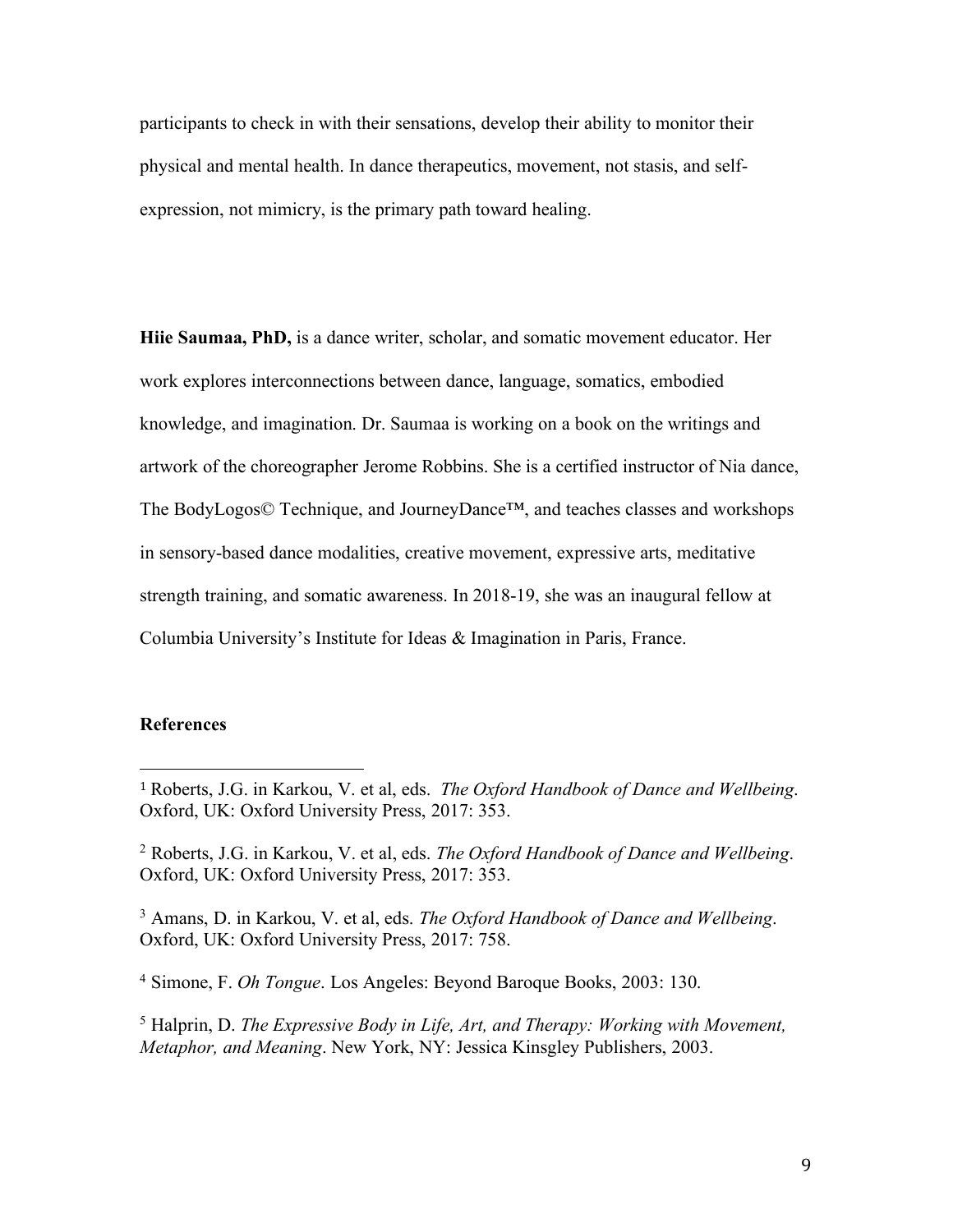participants to check in with their sensations, develop their ability to monitor their physical and mental health. In dance therapeutics, movement, not stasis, and self-expression, not mimicry, is the primary path toward healing.

**Hiie Saumaa, PhD,** is a dance writer, scholar, and somatic movement educator. Her work explores interconnections between dance, language, somatics, embodied knowledge, and imagination. Dr. Saumaa is working on a book on the writings and artwork of the choreographer Jerome Robbins. She is a certified instructor of Nia dance, The BodyLogos© Technique, and JourneyDance™, and teaches classes and workshops in sensory-based dance modalities, creative movement, expressive arts, meditative strength training, and somatic awareness. In 2018-19, she was an inaugural fellow at Columbia University's Institute for Ideas & Imagination in Paris, France.

**References**

[1] Roberts, J.G. in Karkou, V. et al, eds. *The Oxford Handbook of Dance and Wellbeing*. Oxford, UK: Oxford University Press, 2017: 353.

[2] Roberts, J.G. in Karkou, V. et al, eds. *The Oxford Handbook of Dance and Wellbeing*. Oxford, UK: Oxford University Press, 2017: 353.

[3] Amans, D. in Karkou, V. et al, eds. *The Oxford Handbook of Dance and Wellbeing*. Oxford, UK: Oxford University Press, 2017: 758.

[4] Simone, F. *Oh Tongue*. Los Angeles: Beyond Baroque Books, 2003: 130.

[5] Halprin, D. *The Expressive Body in Life, Art, and Therapy: Working with Movement, Metaphor, and Meaning*. New York, NY: Jessica Kinsgley Publishers, 2003.